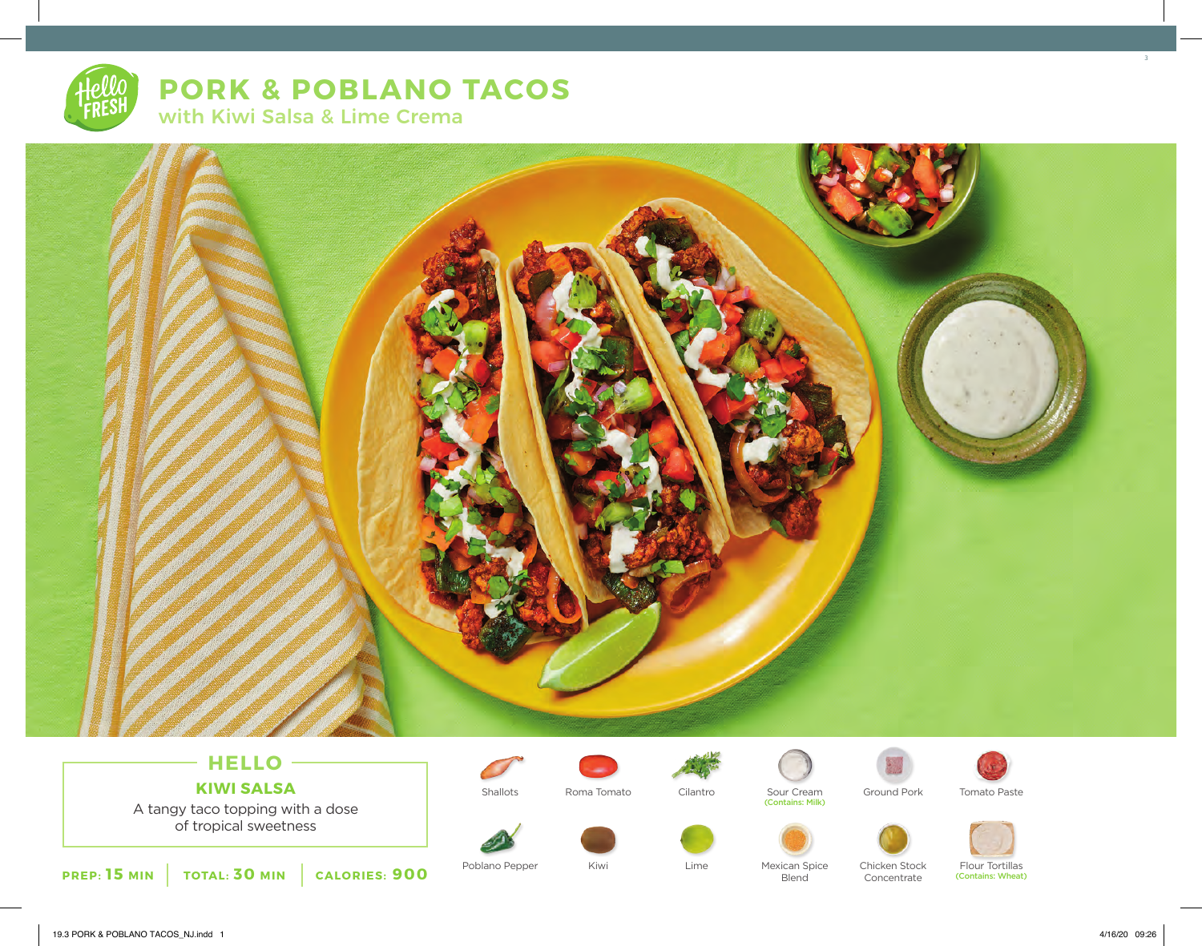# PORK & POBLANO TACOS

## with Kiwi Salsa & Lime Crema

### HELLO

**KIWI SALSA**

A tangy taco topping with a dose of tropical sweetness

**PREP: 15 MIN** | **TOTAL: 30 MIN** | **CALORIES: 900**

- Shallots
- Roma Tomato
- Cilantro
- Sour Cream (Contains: Milk)
- Ground Pork
- Tomato Paste
- Poblano Pepper
- Kiwi
- Lime
- Mexican Spice Blend
- Chicken Stock Concentrate
- Flour Tortillas (Contains: Wheat)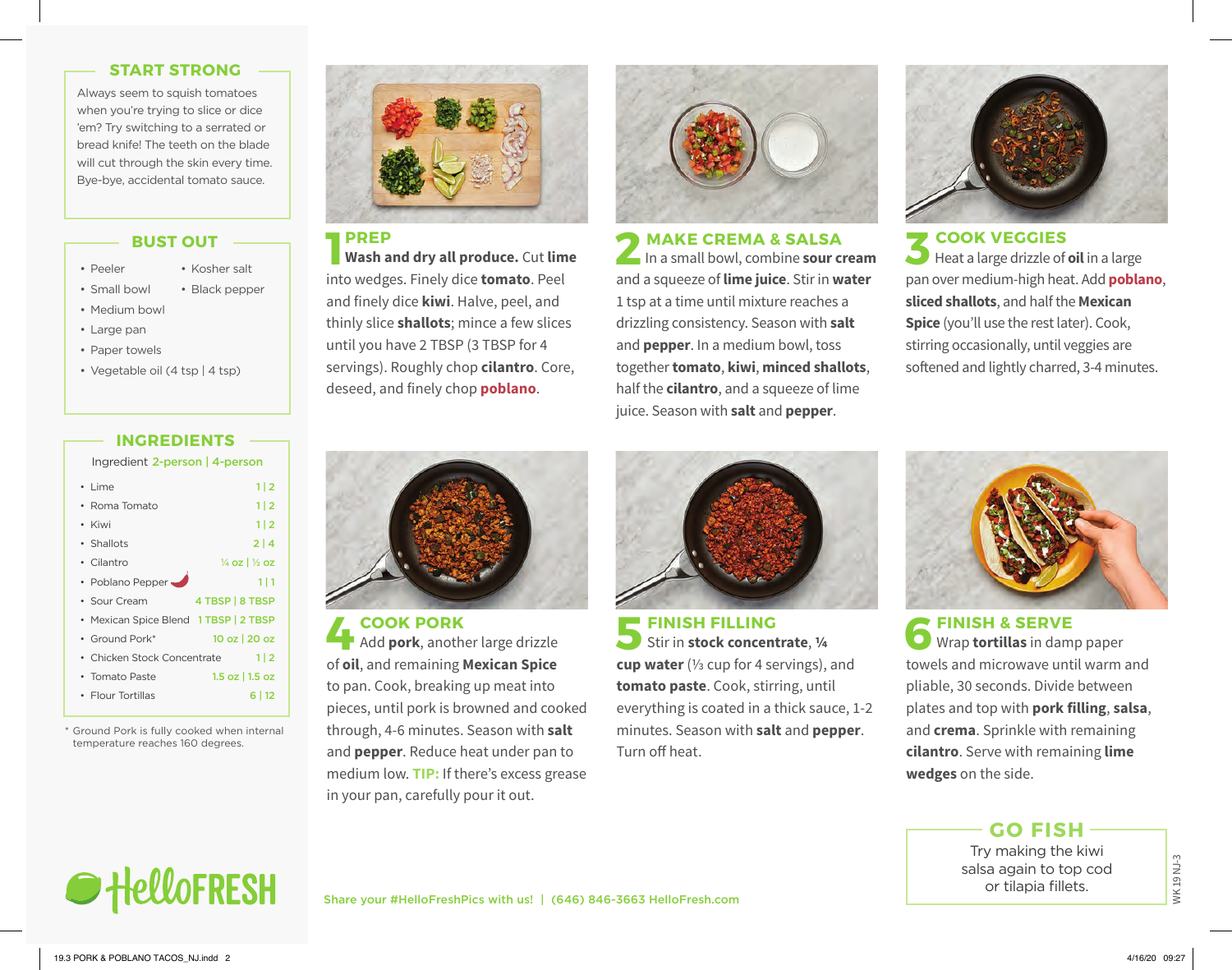## START STRONG

Always seem to squish tomatoes when you're trying to slice or dice 'em? Try switching to a serrated or bread knife! The teeth on the blade will cut through the skin every time. Bye-bye, accidental tomato sauce.

## BUST OUT

- Peeler
- Small bowl
- Medium bowl
- Large pan
- Paper towels
- Vegetable oil (4 tsp | 4 tsp)
- Kosher salt
- Black pepper

## INGREDIENTS

| Ingredient | 2-person \| 4-person |
| --- | --- |
| Lime | 1 \| 2 |
| Roma Tomato | 1 \| 2 |
| Kiwi | 1 \| 2 |
| Shallots | 2 \| 4 |
| Cilantro | ¼ oz \| ½ oz |
| Poblano Pepper | 1 \| 1 |
| Sour Cream | 4 TBSP \| 8 TBSP |
| Mexican Spice Blend | 1 TBSP \| 2 TBSP |
| Ground Pork* | 10 oz \| 20 oz |
| Chicken Stock Concentrate | 1 \| 2 |
| Tomato Paste | 1.5 oz \| 1.5 oz |
| Flour Tortillas | 6 \| 12 |

\* Ground Pork is fully cooked when internal temperature reaches 160 degrees.

HelloFRESH

## 1 PREP

**Wash and dry all produce.** Cut **lime** into wedges. Finely dice **tomato**. Peel and finely dice **kiwi**. Halve, peel, and thinly slice **shallots**; mince a few slices until you have 2 TBSP (3 TBSP for 4 servings). Roughly chop **cilantro**. Core, deseed, and finely chop **poblano**.

## 2 MAKE CREMA & SALSA

In a small bowl, combine **sour cream** and a squeeze of **lime juice**. Stir in **water** 1 tsp at a time until mixture reaches a drizzling consistency. Season with **salt** and **pepper**. In a medium bowl, toss together **tomato**, **kiwi**, **minced shallots**, half the **cilantro**, and a squeeze of lime juice. Season with **salt** and **pepper**.

## 3 COOK VEGGIES

Heat a large drizzle of **oil** in a large pan over medium-high heat. Add **poblano**, **sliced shallots**, and half the **Mexican Spice** (you'll use the rest later). Cook, stirring occasionally, until veggies are softened and lightly charred, 3-4 minutes.

## 4 COOK PORK

Add **pork**, another large drizzle of **oil**, and remaining **Mexican Spice** to pan. Cook, breaking up meat into pieces, until pork is browned and cooked through, 4-6 minutes. Season with **salt** and **pepper**. Reduce heat under pan to medium low. **TIP:** If there's excess grease in your pan, carefully pour it out.

## 5 FINISH FILLING

Stir in **stock concentrate**, **¼ cup water** (⅓ cup for 4 servings), and **tomato paste**. Cook, stirring, until everything is coated in a thick sauce, 1-2 minutes. Season with **salt** and **pepper**. Turn off heat.

## 6 FINISH & SERVE

Wrap **tortillas** in damp paper towels and microwave until warm and pliable, 30 seconds. Divide between plates and top with **pork filling**, **salsa**, and **crema**. Sprinkle with remaining **cilantro**. Serve with remaining **lime wedges** on the side.

## GO FISH

Try making the kiwi salsa again to top cod or tilapia fillets.

Share your #HelloFreshPics with us! | (646) 846-3663 HelloFresh.com

WK 19 NJ-3